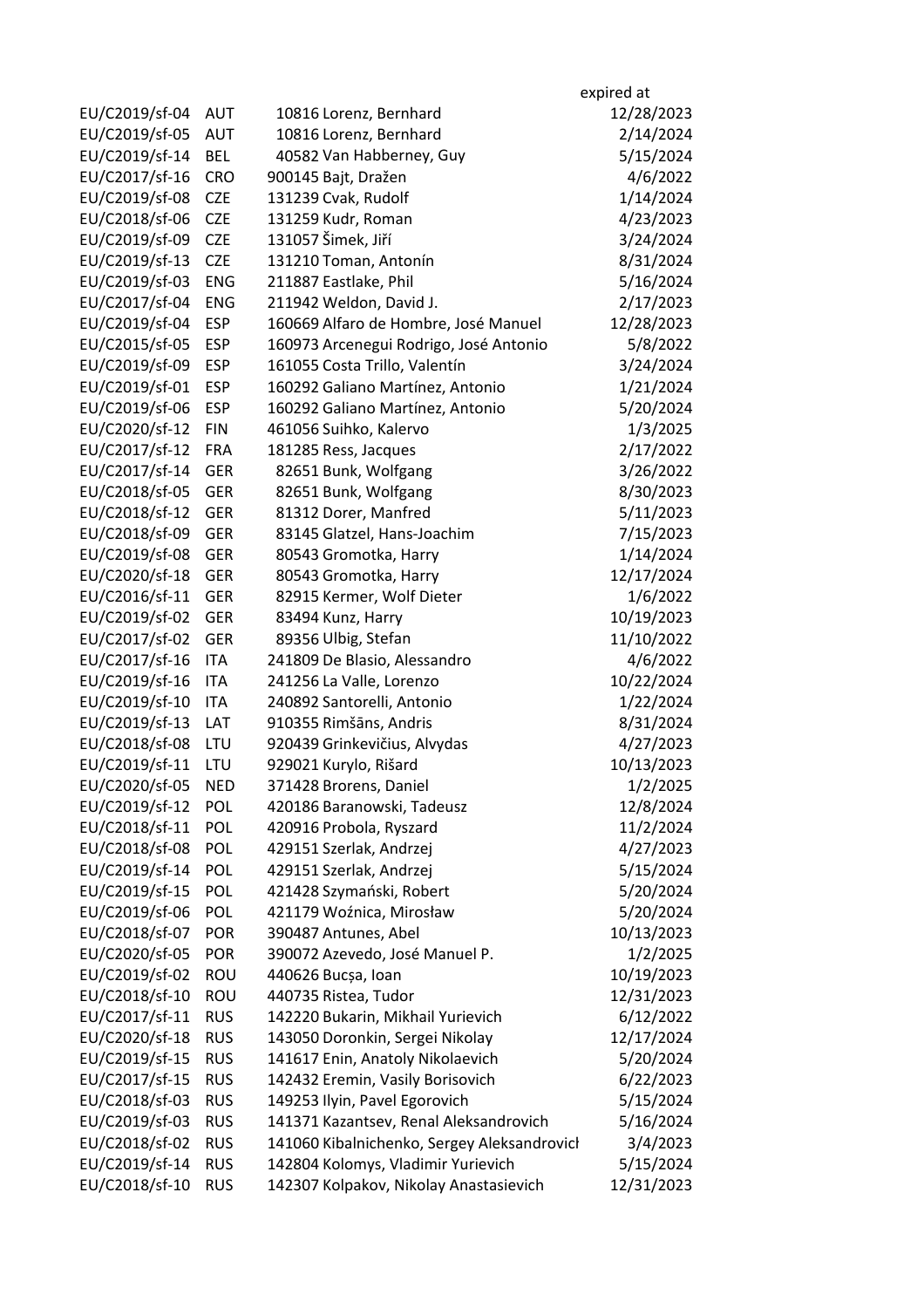| | | | | expired at |
|---|---|---|---|---|
| EU/C2019/sf-04 | AUT | 10816 | Lorenz, Bernhard | 12/28/2023 |
| EU/C2019/sf-05 | AUT | 10816 | Lorenz, Bernhard | 2/14/2024 |
| EU/C2019/sf-14 | BEL | 40582 | Van Habberney, Guy | 5/15/2024 |
| EU/C2017/sf-16 | CRO | 900145 | Bajt, Dražen | 4/6/2022 |
| EU/C2019/sf-08 | CZE | 131239 | Cvak, Rudolf | 1/14/2024 |
| EU/C2018/sf-06 | CZE | 131259 | Kudr, Roman | 4/23/2023 |
| EU/C2019/sf-09 | CZE | 131057 | Šimek, Jiří | 3/24/2024 |
| EU/C2019/sf-13 | CZE | 131210 | Toman, Antonín | 8/31/2024 |
| EU/C2019/sf-03 | ENG | 211887 | Eastlake, Phil | 5/16/2024 |
| EU/C2017/sf-04 | ENG | 211942 | Weldon, David J. | 2/17/2023 |
| EU/C2019/sf-04 | ESP | 160669 | Alfaro de Hombre, José Manuel | 12/28/2023 |
| EU/C2015/sf-05 | ESP | 160973 | Arcenegui Rodrigo, José Antonio | 5/8/2022 |
| EU/C2019/sf-09 | ESP | 161055 | Costa Trillo, Valentín | 3/24/2024 |
| EU/C2019/sf-01 | ESP | 160292 | Galiano Martínez, Antonio | 1/21/2024 |
| EU/C2019/sf-06 | ESP | 160292 | Galiano Martínez, Antonio | 5/20/2024 |
| EU/C2020/sf-12 | FIN | 461056 | Suihko, Kalervo | 1/3/2025 |
| EU/C2017/sf-12 | FRA | 181285 | Ress, Jacques | 2/17/2022 |
| EU/C2017/sf-14 | GER | 82651 | Bunk, Wolfgang | 3/26/2022 |
| EU/C2018/sf-05 | GER | 82651 | Bunk, Wolfgang | 8/30/2023 |
| EU/C2018/sf-12 | GER | 81312 | Dorer, Manfred | 5/11/2023 |
| EU/C2018/sf-09 | GER | 83145 | Glatzel, Hans-Joachim | 7/15/2023 |
| EU/C2019/sf-08 | GER | 80543 | Gromotka, Harry | 1/14/2024 |
| EU/C2020/sf-18 | GER | 80543 | Gromotka, Harry | 12/17/2024 |
| EU/C2016/sf-11 | GER | 82915 | Kermer, Wolf Dieter | 1/6/2022 |
| EU/C2019/sf-02 | GER | 83494 | Kunz, Harry | 10/19/2023 |
| EU/C2017/sf-02 | GER | 89356 | Ulbig, Stefan | 11/10/2022 |
| EU/C2017/sf-16 | ITA | 241809 | De Blasio, Alessandro | 4/6/2022 |
| EU/C2019/sf-16 | ITA | 241256 | La Valle, Lorenzo | 10/22/2024 |
| EU/C2019/sf-10 | ITA | 240892 | Santorelli, Antonio | 1/22/2024 |
| EU/C2019/sf-13 | LAT | 910355 | Rimšāns, Andris | 8/31/2024 |
| EU/C2018/sf-08 | LTU | 920439 | Grinkevičius, Alvydas | 4/27/2023 |
| EU/C2019/sf-11 | LTU | 929021 | Kurylo, Rišard | 10/13/2023 |
| EU/C2020/sf-05 | NED | 371428 | Brorens, Daniel | 1/2/2025 |
| EU/C2019/sf-12 | POL | 420186 | Baranowski, Tadeusz | 12/8/2024 |
| EU/C2018/sf-11 | POL | 420916 | Probola, Ryszard | 11/2/2024 |
| EU/C2018/sf-08 | POL | 429151 | Szerlak, Andrzej | 4/27/2023 |
| EU/C2019/sf-14 | POL | 429151 | Szerlak, Andrzej | 5/15/2024 |
| EU/C2019/sf-15 | POL | 421428 | Szymański, Robert | 5/20/2024 |
| EU/C2019/sf-06 | POL | 421179 | Woźnica, Mirosław | 5/20/2024 |
| EU/C2018/sf-07 | POR | 390487 | Antunes, Abel | 10/13/2023 |
| EU/C2020/sf-05 | POR | 390072 | Azevedo, José Manuel P. | 1/2/2025 |
| EU/C2019/sf-02 | ROU | 440626 | Bucșa, Ioan | 10/19/2023 |
| EU/C2018/sf-10 | ROU | 440735 | Ristea, Tudor | 12/31/2023 |
| EU/C2017/sf-11 | RUS | 142220 | Bukarin, Mikhail Yurievich | 6/12/2022 |
| EU/C2020/sf-18 | RUS | 143050 | Doronkin, Sergei Nikolay | 12/17/2024 |
| EU/C2019/sf-15 | RUS | 141617 | Enin, Anatoly Nikolaevich | 5/20/2024 |
| EU/C2017/sf-15 | RUS | 142432 | Eremin, Vasily Borisovich | 6/22/2023 |
| EU/C2018/sf-03 | RUS | 149253 | Ilyin, Pavel Egorovich | 5/15/2024 |
| EU/C2019/sf-03 | RUS | 141371 | Kazantsev, Renal Aleksandrovich | 5/16/2024 |
| EU/C2018/sf-02 | RUS | 141060 | Kibalnichenko, Sergey Aleksandrovicl | 3/4/2023 |
| EU/C2019/sf-14 | RUS | 142804 | Kolomys, Vladimir Yurievich | 5/15/2024 |
| EU/C2018/sf-10 | RUS | 142307 | Kolpakov, Nikolay Anastasievich | 12/31/2023 |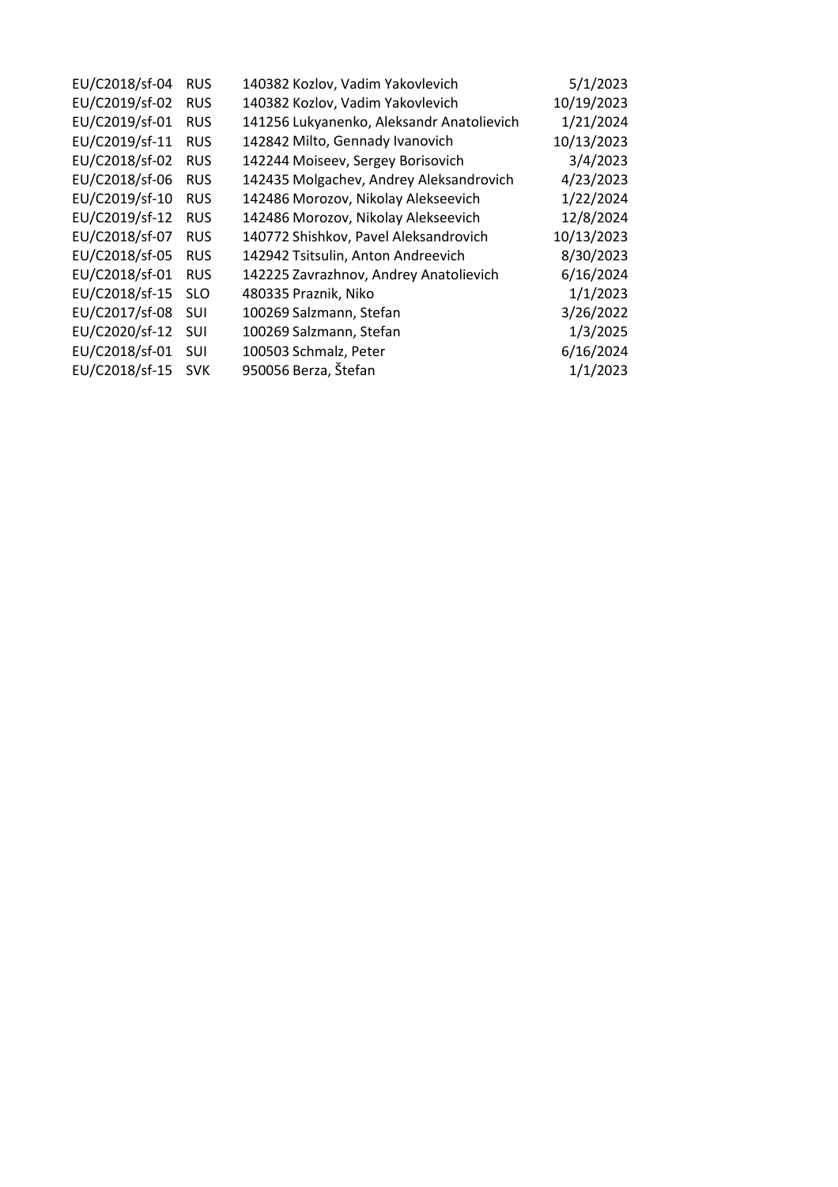| | | | | |
|---|---|---|---|---|
| EU/C2018/sf-04 | RUS | 140382 | Kozlov, Vadim Yakovlevich | 5/1/2023 |
| EU/C2019/sf-02 | RUS | 140382 | Kozlov, Vadim Yakovlevich | 10/19/2023 |
| EU/C2019/sf-01 | RUS | 141256 | Lukyanenko, Aleksandr Anatolievich | 1/21/2024 |
| EU/C2019/sf-11 | RUS | 142842 | Milto, Gennady Ivanovich | 10/13/2023 |
| EU/C2018/sf-02 | RUS | 142244 | Moiseev, Sergey Borisovich | 3/4/2023 |
| EU/C2018/sf-06 | RUS | 142435 | Molgachev, Andrey Aleksandrovich | 4/23/2023 |
| EU/C2019/sf-10 | RUS | 142486 | Morozov, Nikolay Alekseevich | 1/22/2024 |
| EU/C2019/sf-12 | RUS | 142486 | Morozov, Nikolay Alekseevich | 12/8/2024 |
| EU/C2018/sf-07 | RUS | 140772 | Shishkov, Pavel Aleksandrovich | 10/13/2023 |
| EU/C2018/sf-05 | RUS | 142942 | Tsitsulin, Anton Andreevich | 8/30/2023 |
| EU/C2018/sf-01 | RUS | 142225 | Zavrazhnov, Andrey Anatolievich | 6/16/2024 |
| EU/C2018/sf-15 | SLO | 480335 | Praznik, Niko | 1/1/2023 |
| EU/C2017/sf-08 | SUI | 100269 | Salzmann, Stefan | 3/26/2022 |
| EU/C2020/sf-12 | SUI | 100269 | Salzmann, Stefan | 1/3/2025 |
| EU/C2018/sf-01 | SUI | 100503 | Schmalz, Peter | 6/16/2024 |
| EU/C2018/sf-15 | SVK | 950056 | Berza, Štefan | 1/1/2023 |